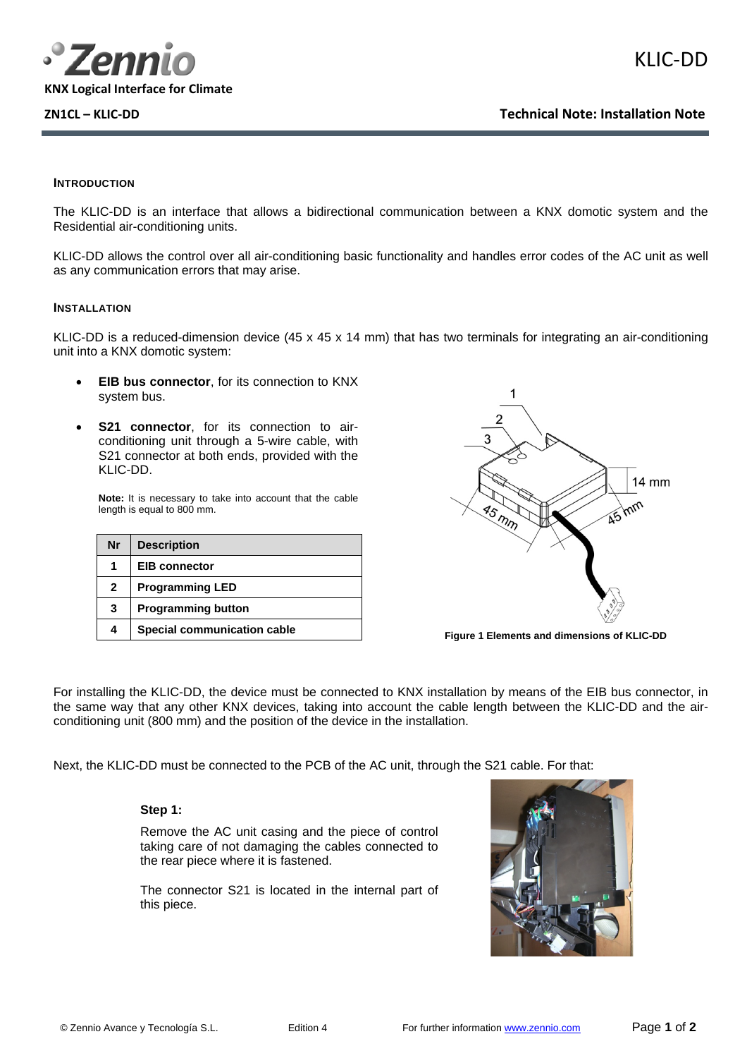**KNX Logical Interface for Climate**

**ZN1CL – KLIC-DD**

**Technical Note: Installation Note**

## INTRODUCTION

The KLIC-DD is an interface that allows a bidirectional communication between a KNX domotic system and the Residential air-conditioning units.

KLIC-DD allows the control over all air-conditioning basic functionality and handles error codes of the AC unit as well as any communication errors that may arise.

## INSTALLATION

KLIC-DD is a reduced-dimension device (45 x 45 x 14 mm) that has two terminals for integrating an air-conditioning unit into a KNX domotic system:

- **EIB bus connector**, for its connection to KNX system bus.
- **S21 connector**, for its connection to air-conditioning unit through a 5-wire cable, with S21 connector at both ends, provided with the KLIC-DD.

**Note:** It is necessary to take into account that the cable length is equal to 800 mm.

| Nr | Description |
|---|---|
| 1 | EIB connector |
| 2 | Programming LED |
| 3 | Programming button |
| 4 | Special communication cable |

**Figure 1 Elements and dimensions of KLIC-DD**

For installing the KLIC-DD, the device must be connected to KNX installation by means of the EIB bus connector, in the same way that any other KNX devices, taking into account the cable length between the KLIC-DD and the air-conditioning unit (800 mm) and the position of the device in the installation.

Next, the KLIC-DD must be connected to the PCB of the AC unit, through the S21 cable. For that:

**Step 1:**

Remove the AC unit casing and the piece of control taking care of not damaging the cables connected to the rear piece where it is fastened.

The connector S21 is located in the internal part of this piece.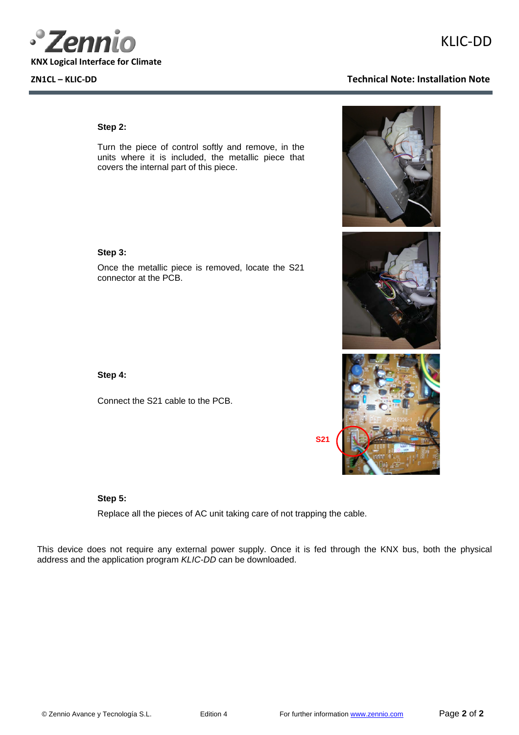**Step 2:**

Turn the piece of control softly and remove, in the units where it is included, the metallic piece that covers the internal part of this piece.

**Step 3:**

Once the metallic piece is removed, locate the S21 connector at the PCB.

**Step 4:**

Connect the S21 cable to the PCB.

S21

**Step 5:**

Replace all the pieces of AC unit taking care of not trapping the cable.

This device does not require any external power supply. Once it is fed through the KNX bus, both the physical address and the application program *KLIC-DD* can be downloaded.